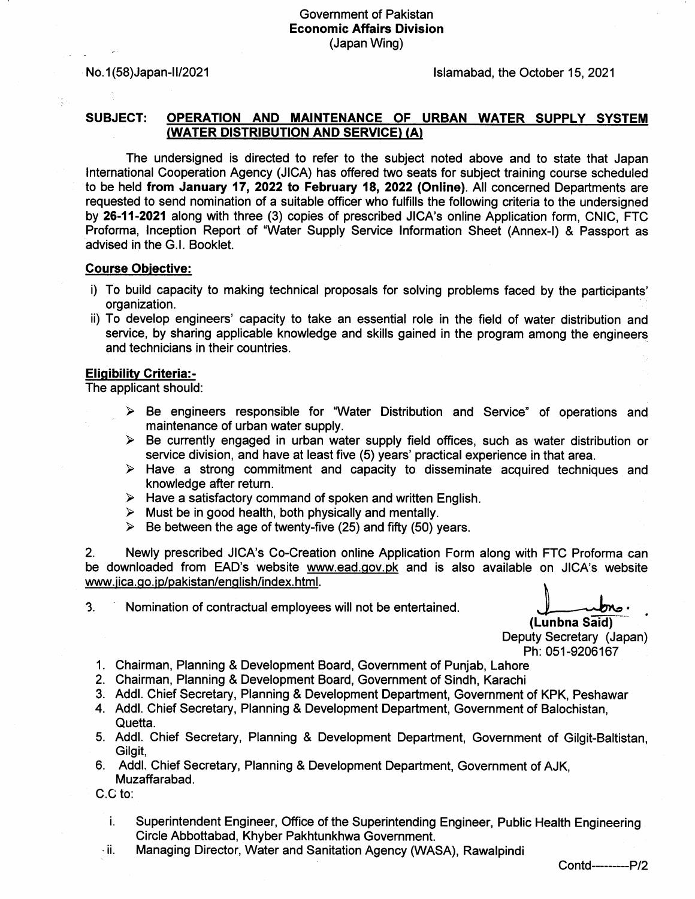Government of Pakistan
**Economic Affairs Division**
(Japan Wing)

No.1(58)Japan-II/2021 Islamabad, the October 15, 2021

**SUBJECT: OPERATION AND MAINTENANCE OF URBAN WATER SUPPLY SYSTEM (WATER DISTRIBUTION AND SERVICE) (A)**

The undersigned is directed to refer to the subject noted above and to state that Japan International Cooperation Agency (JICA) has offered two seats for subject training course scheduled to be held **from January 17, 2022 to February 18, 2022 (Online)**. All concerned Departments are requested to send nomination of a suitable officer who fulfills the following criteria to the undersigned by **26-11-2021** along with three (3) copies of prescribed JICA's online Application form, CNIC, FTC Proforma, Inception Report of "Water Supply Service Information Sheet (Annex-I) & Passport as advised in the G.I. Booklet.

**Course Objective:**

i) To build capacity to making technical proposals for solving problems faced by the participants' organization.
ii) To develop engineers' capacity to take an essential role in the field of water distribution and service, by sharing applicable knowledge and skills gained in the program among the engineers and technicians in their countries.

**Eligibility Criteria:-**

The applicant should:

- Be engineers responsible for "Water Distribution and Service" of operations and maintenance of urban water supply.
- Be currently engaged in urban water supply field offices, such as water distribution or service division, and have at least five (5) years' practical experience in that area.
- Have a strong commitment and capacity to disseminate acquired techniques and knowledge after return.
- Have a satisfactory command of spoken and written English.
- Must be in good health, both physically and mentally.
- Be between the age of twenty-five (25) and fifty (50) years.

2. Newly prescribed JICA's Co-Creation online Application Form along with FTC Proforma can be downloaded from EAD's website www.ead.gov.pk and is also available on JICA's website www.jica.go.jp/pakistan/english/index.html.

3. Nomination of contractual employees will not be entertained.

**(Lunbna Said)**
Deputy Secretary (Japan)
Ph: 051-9206167

1. Chairman, Planning & Development Board, Government of Punjab, Lahore
2. Chairman, Planning & Development Board, Government of Sindh, Karachi
3. Addl. Chief Secretary, Planning & Development Department, Government of KPK, Peshawar
4. Addl. Chief Secretary, Planning & Development Department, Government of Balochistan, Quetta.
5. Addl. Chief Secretary, Planning & Development Department, Government of Gilgit-Baltistan, Gilgit,
6. Addl. Chief Secretary, Planning & Development Department, Government of AJK, Muzaffarabad.

C.C to:

i. Superintendent Engineer, Office of the Superintending Engineer, Public Health Engineering Circle Abbottabad, Khyber Pakhtunkhwa Government.
ii. Managing Director, Water and Sanitation Agency (WASA), Rawalpindi

Contd---------P/2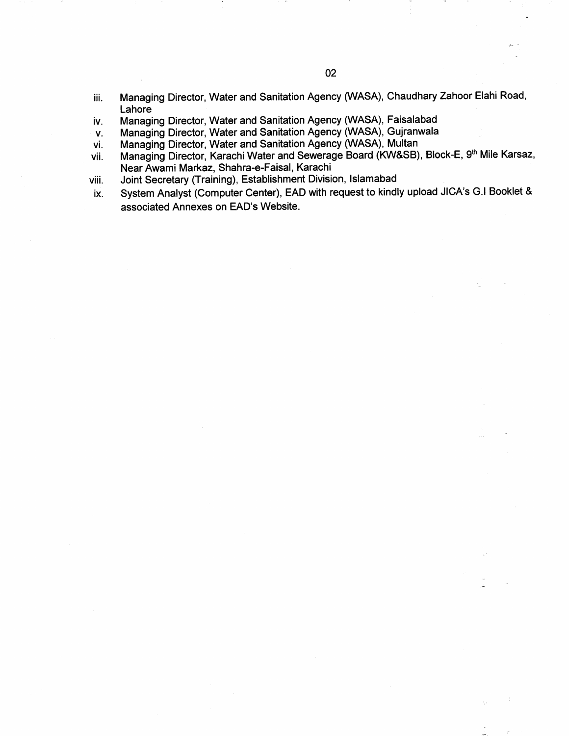iii. Managing Director, Water and Sanitation Agency (WASA), Chaudhary Zahoor Elahi Road, Lahore
iv. Managing Director, Water and Sanitation Agency (WASA), Faisalabad
v. Managing Director, Water and Sanitation Agency (WASA), Gujranwala
vi. Managing Director, Water and Sanitation Agency (WASA), Multan
vii. Managing Director, Karachi Water and Sewerage Board (KW&SB), Block-E, 9th Mile Karsaz, Near Awami Markaz, Shahra-e-Faisal, Karachi
viii. Joint Secretary (Training), Establishment Division, Islamabad
ix. System Analyst (Computer Center), EAD with request to kindly upload JICA's G.I Booklet & associated Annexes on EAD's Website.